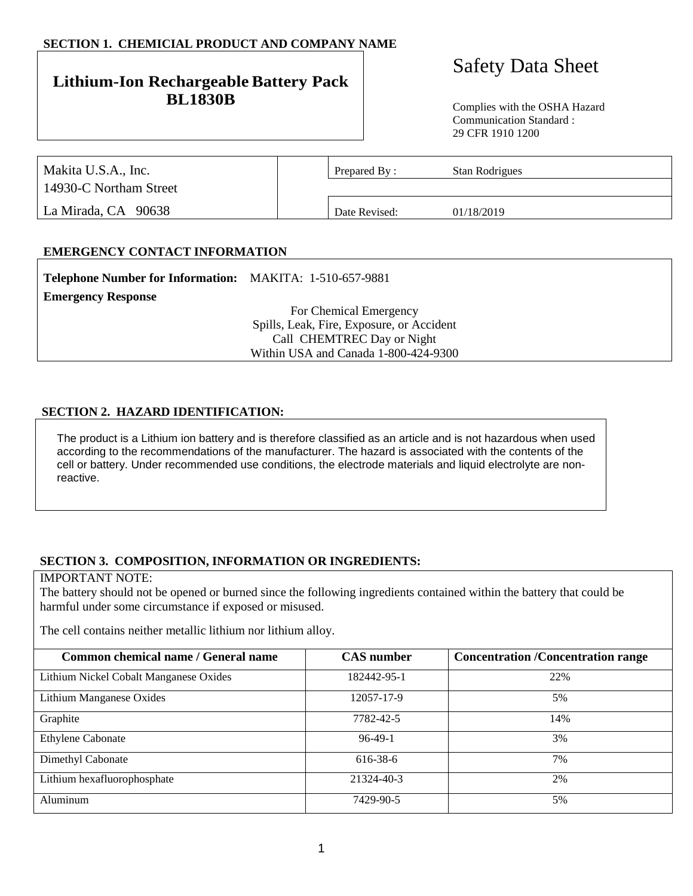## SECTION 1. CHEMICIAL PRODUCT AND COMPANY NAME

**Lithium-Ion Rechargeable Battery Pack BL1830B**

# Safety Data Sheet

Complies with the OSHA Hazard Communication Standard : 29 CFR 1910 1200

| Makita U.S.A., Inc. | Prepared By : | Stan Rodrigues |
|---|---|---|
| 14930-C Northam Street | | |
| La Mirada, CA 90638 | Date Revised: | 01/18/2019 |

## EMERGENCY CONTACT INFORMATION

**Telephone Number for Information:** MAKITA: 1-510-657-9881

**Emergency Response**

For Chemical Emergency
Spills, Leak, Fire, Exposure, or Accident
Call CHEMTREC Day or Night
Within USA and Canada 1-800-424-9300

## SECTION 2. HAZARD IDENTIFICATION:

The product is a Lithium ion battery and is therefore classified as an article and is not hazardous when used according to the recommendations of the manufacturer. The hazard is associated with the contents of the cell or battery. Under recommended use conditions, the electrode materials and liquid electrolyte are non-reactive.

## SECTION 3. COMPOSITION, INFORMATION OR INGREDIENTS:

IMPORTANT NOTE:
The battery should not be opened or burned since the following ingredients contained within the battery that could be harmful under some circumstance if exposed or misused.

The cell contains neither metallic lithium nor lithium alloy.

| Common chemical name / General name | CAS number | Concentration /Concentration range |
|---|---|---|
| Lithium Nickel Cobalt Manganese Oxides | 182442-95-1 | 22% |
| Lithium Manganese Oxides | 12057-17-9 | 5% |
| Graphite | 7782-42-5 | 14% |
| Ethylene Cabonate | 96-49-1 | 3% |
| Dimethyl Cabonate | 616-38-6 | 7% |
| Lithium hexafluorophosphate | 21324-40-3 | 2% |
| Aluminum | 7429-90-5 | 5% |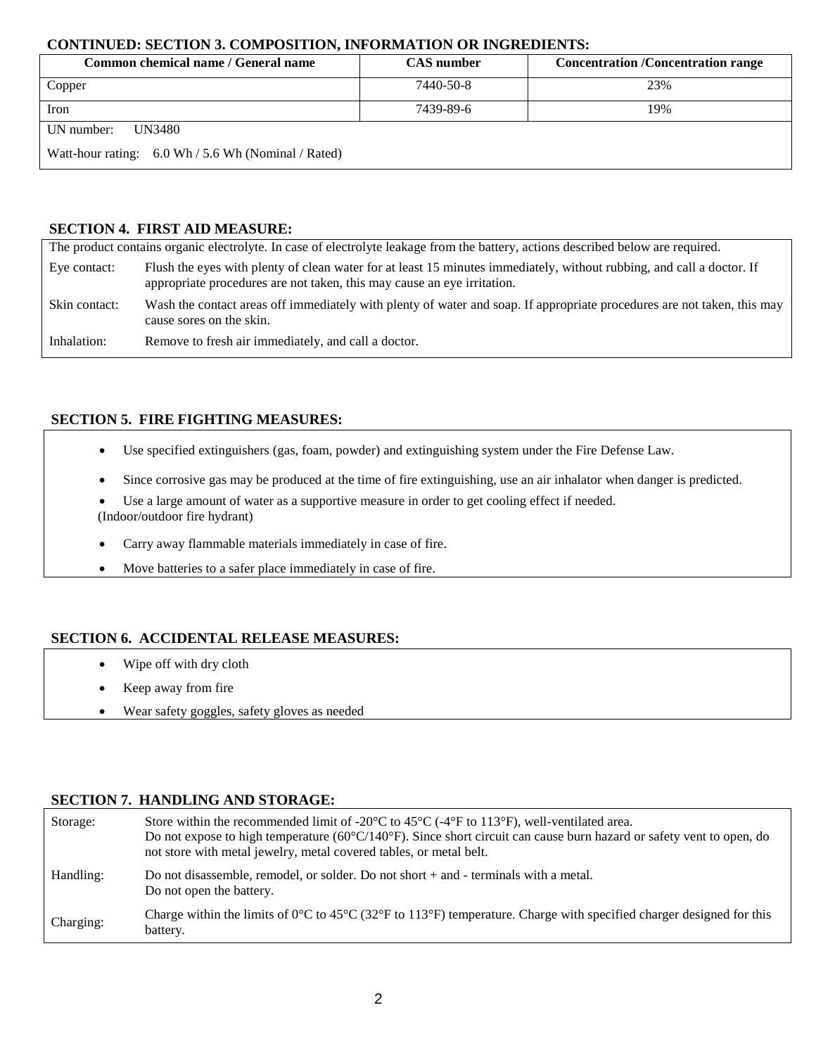## CONTINUED: SECTION 3. COMPOSITION, INFORMATION OR INGREDIENTS:

| Common chemical name / General name | CAS number | Concentration /Concentration range |
|---|---|---|
| Copper | 7440-50-8 | 23% |
| Iron | 7439-89-6 | 19% |
| UN number: UN3480 | | |
| Watt-hour rating: 6.0 Wh / 5.6 Wh (Nominal / Rated) | | |

## SECTION 4. FIRST AID MEASURE:

The product contains organic electrolyte. In case of electrolyte leakage from the battery, actions described below are required.

| | |
|---|---|
| Eye contact: | Flush the eyes with plenty of clean water for at least 15 minutes immediately, without rubbing, and call a doctor. If appropriate procedures are not taken, this may cause an eye irritation. |
| Skin contact: | Wash the contact areas off immediately with plenty of water and soap. If appropriate procedures are not taken, this may cause sores on the skin. |
| Inhalation: | Remove to fresh air immediately, and call a doctor. |

## SECTION 5. FIRE FIGHTING MEASURES:

- Use specified extinguishers (gas, foam, powder) and extinguishing system under the Fire Defense Law.
- Since corrosive gas may be produced at the time of fire extinguishing, use an air inhalator when danger is predicted.
- Use a large amount of water as a supportive measure in order to get cooling effect if needed. (Indoor/outdoor fire hydrant)
- Carry away flammable materials immediately in case of fire.
- Move batteries to a safer place immediately in case of fire.

## SECTION 6. ACCIDENTAL RELEASE MEASURES:

- Wipe off with dry cloth
- Keep away from fire
- Wear safety goggles, safety gloves as needed

## SECTION 7. HANDLING AND STORAGE:

| | |
|---|---|
| Storage: | Store within the recommended limit of -20°C to 45°C (-4°F to 113°F), well-ventilated area. Do not expose to high temperature (60°C/140°F). Since short circuit can cause burn hazard or safety vent to open, do not store with metal jewelry, metal covered tables, or metal belt. |
| Handling: | Do not disassemble, remodel, or solder. Do not short + and - terminals with a metal. Do not open the battery. |
| Charging: | Charge within the limits of 0°C to 45°C (32°F to 113°F) temperature. Charge with specified charger designed for this battery. |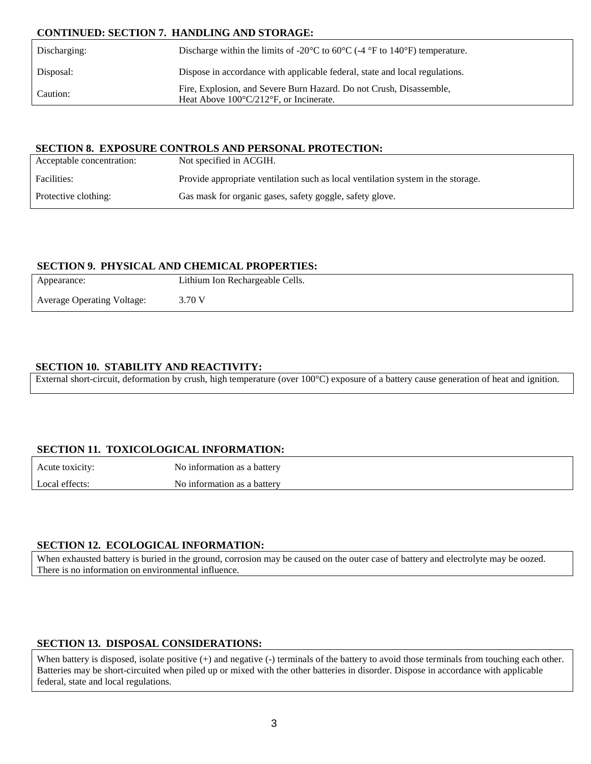**CONTINUED: SECTION 7. HANDLING AND STORAGE:**

| | |
|---|---|
| Discharging: | Discharge within the limits of -20°C to 60°C (-4 °F to 140°F) temperature. |
| Disposal: | Dispose in accordance with applicable federal, state and local regulations. |
| Caution: | Fire, Explosion, and Severe Burn Hazard. Do not Crush, Disassemble, Heat Above 100°C/212°F, or Incinerate. |

**SECTION 8. EXPOSURE CONTROLS AND PERSONAL PROTECTION:**

| | |
|---|---|
| Acceptable concentration: | Not specified in ACGIH. |
| Facilities: | Provide appropriate ventilation such as local ventilation system in the storage. |
| Protective clothing: | Gas mask for organic gases, safety goggle, safety glove. |

**SECTION 9. PHYSICAL AND CHEMICAL PROPERTIES:**

| | |
|---|---|
| Appearance: | Lithium Ion Rechargeable Cells. |
| Average Operating Voltage: | 3.70 V |

**SECTION 10. STABILITY AND REACTIVITY:**

External short-circuit, deformation by crush, high temperature (over 100°C) exposure of a battery cause generation of heat and ignition.

**SECTION 11. TOXICOLOGICAL INFORMATION:**

| | |
|---|---|
| Acute toxicity: | No information as a battery |
| Local effects: | No information as a battery |

**SECTION 12. ECOLOGICAL INFORMATION:**

When exhausted battery is buried in the ground, corrosion may be caused on the outer case of battery and electrolyte may be oozed. There is no information on environmental influence.

**SECTION 13. DISPOSAL CONSIDERATIONS:**

When battery is disposed, isolate positive (+) and negative (-) terminals of the battery to avoid those terminals from touching each other. Batteries may be short-circuited when piled up or mixed with the other batteries in disorder. Dispose in accordance with applicable federal, state and local regulations.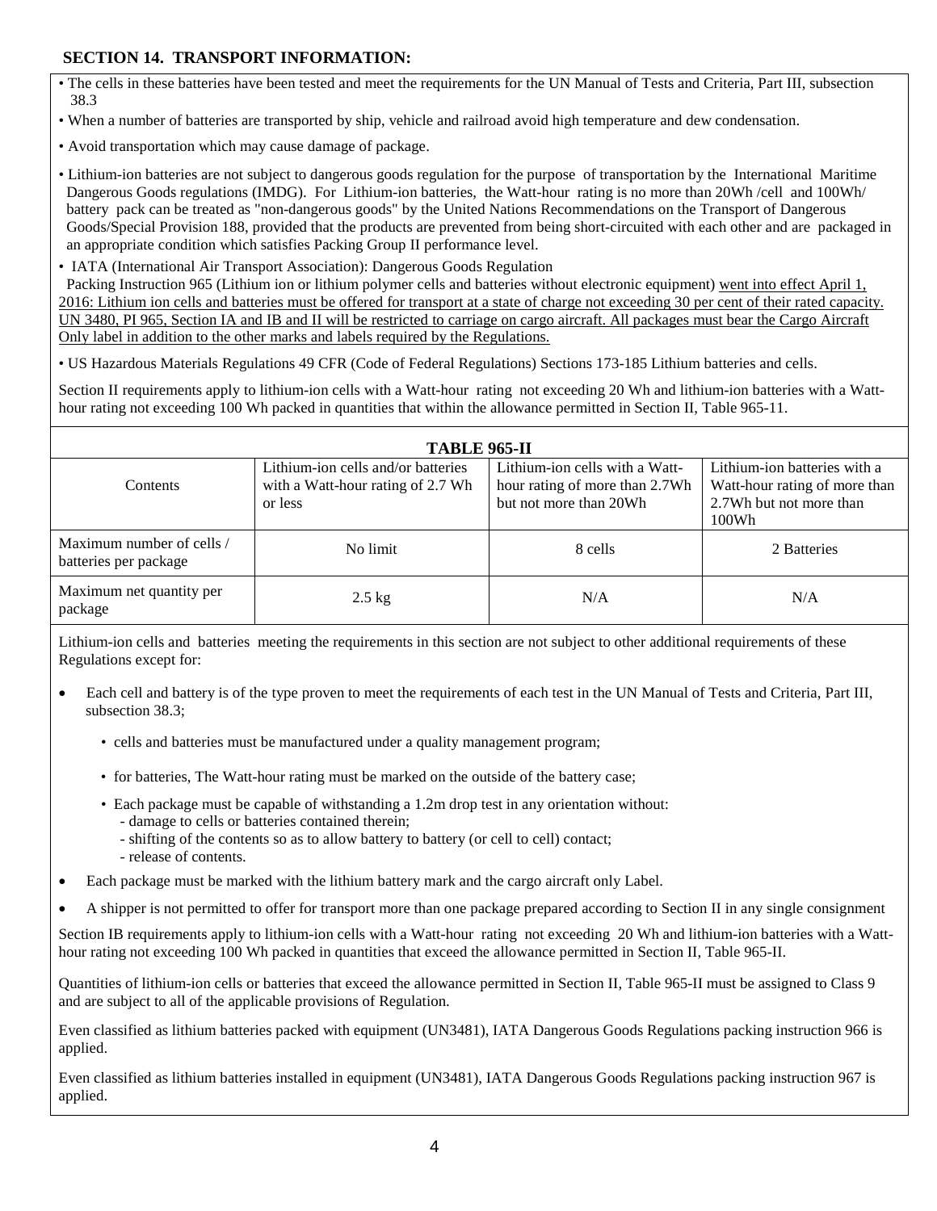## SECTION 14. TRANSPORT INFORMATION:

- The cells in these batteries have been tested and meet the requirements for the UN Manual of Tests and Criteria, Part III, subsection 38.3
- When a number of batteries are transported by ship, vehicle and railroad avoid high temperature and dew condensation.
- Avoid transportation which may cause damage of package.
- Lithium-ion batteries are not subject to dangerous goods regulation for the purpose of transportation by the International Maritime Dangerous Goods regulations (IMDG). For Lithium-ion batteries, the Watt-hour rating is no more than 20Wh /cell and 100Wh/ battery pack can be treated as "non-dangerous goods" by the United Nations Recommendations on the Transport of Dangerous Goods/Special Provision 188, provided that the products are prevented from being short-circuited with each other and are packaged in an appropriate condition which satisfies Packing Group II performance level.
- IATA (International Air Transport Association): Dangerous Goods Regulation
  Packing Instruction 965 (Lithium ion or lithium polymer cells and batteries without electronic equipment) went into effect April 1, 2016: Lithium ion cells and batteries must be offered for transport at a state of charge not exceeding 30 per cent of their rated capacity. UN 3480, PI 965, Section IA and IB and II will be restricted to carriage on cargo aircraft. All packages must bear the Cargo Aircraft Only label in addition to the other marks and labels required by the Regulations.
- US Hazardous Materials Regulations 49 CFR (Code of Federal Regulations) Sections 173-185 Lithium batteries and cells.

Section II requirements apply to lithium-ion cells with a Watt-hour rating not exceeding 20 Wh and lithium-ion batteries with a Watt-hour rating not exceeding 100 Wh packed in quantities that within the allowance permitted in Section II, Table 965-11.

**TABLE 965-II**

| Contents | Lithium-ion cells and/or batteries with a Watt-hour rating of 2.7 Wh or less | Lithium-ion cells with a Watt-hour rating of more than 2.7Wh but not more than 20Wh | Lithium-ion batteries with a Watt-hour rating of more than 2.7Wh but not more than 100Wh |
|---|---|---|---|
| Maximum number of cells / batteries per package | No limit | 8 cells | 2 Batteries |
| Maximum net quantity per package | 2.5 kg | N/A | N/A |

Lithium-ion cells and batteries meeting the requirements in this section are not subject to other additional requirements of these Regulations except for:

- Each cell and battery is of the type proven to meet the requirements of each test in the UN Manual of Tests and Criteria, Part III, subsection 38.3;
  - cells and batteries must be manufactured under a quality management program;
  - for batteries, The Watt-hour rating must be marked on the outside of the battery case;
  - Each package must be capable of withstanding a 1.2m drop test in any orientation without:
    - damage to cells or batteries contained therein;
    - shifting of the contents so as to allow battery to battery (or cell to cell) contact;
    - release of contents.
- Each package must be marked with the lithium battery mark and the cargo aircraft only Label.
- A shipper is not permitted to offer for transport more than one package prepared according to Section II in any single consignment

Section IB requirements apply to lithium-ion cells with a Watt-hour rating not exceeding 20 Wh and lithium-ion batteries with a Watt-hour rating not exceeding 100 Wh packed in quantities that exceed the allowance permitted in Section II, Table 965-II.

Quantities of lithium-ion cells or batteries that exceed the allowance permitted in Section II, Table 965-II must be assigned to Class 9 and are subject to all of the applicable provisions of Regulation.

Even classified as lithium batteries packed with equipment (UN3481), IATA Dangerous Goods Regulations packing instruction 966 is applied.

Even classified as lithium batteries installed in equipment (UN3481), IATA Dangerous Goods Regulations packing instruction 967 is applied.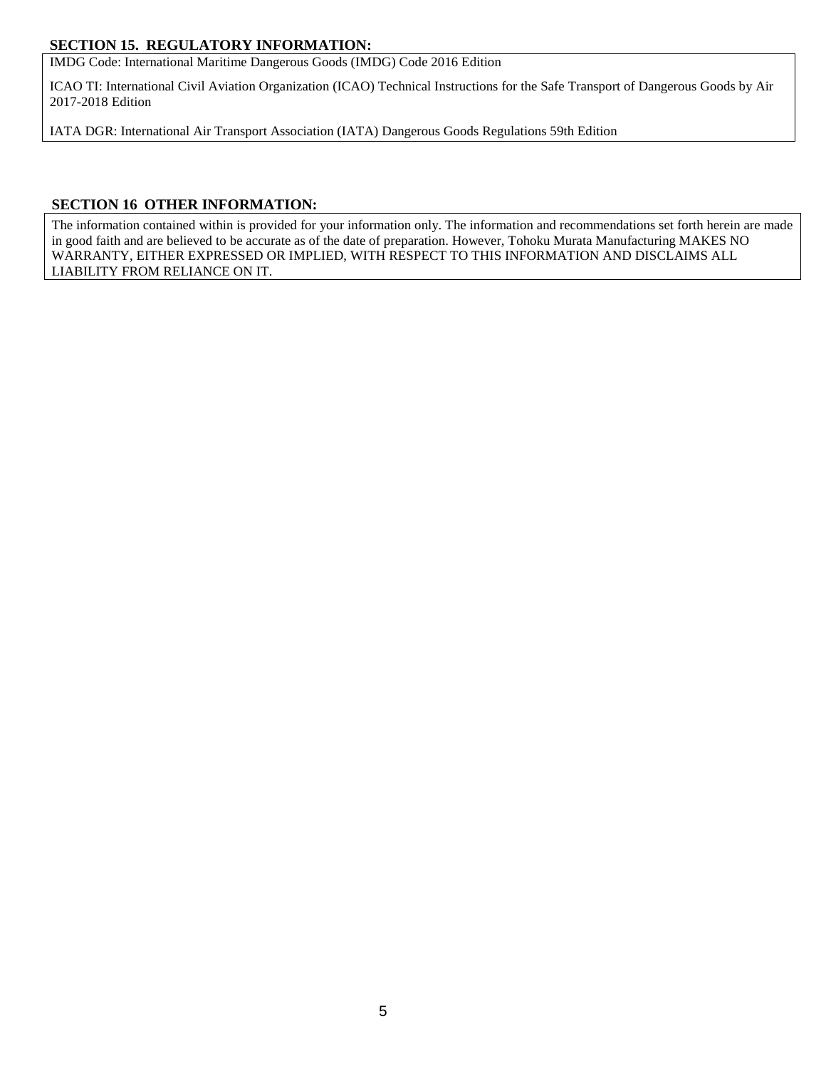## SECTION 15. REGULATORY INFORMATION:

IMDG Code: International Maritime Dangerous Goods (IMDG) Code 2016 Edition

ICAO TI: International Civil Aviation Organization (ICAO) Technical Instructions for the Safe Transport of Dangerous Goods by Air 2017-2018 Edition

IATA DGR: International Air Transport Association (IATA) Dangerous Goods Regulations 59th Edition

## SECTION 16 OTHER INFORMATION:

The information contained within is provided for your information only. The information and recommendations set forth herein are made in good faith and are believed to be accurate as of the date of preparation. However, Tohoku Murata Manufacturing MAKES NO WARRANTY, EITHER EXPRESSED OR IMPLIED, WITH RESPECT TO THIS INFORMATION AND DISCLAIMS ALL LIABILITY FROM RELIANCE ON IT.